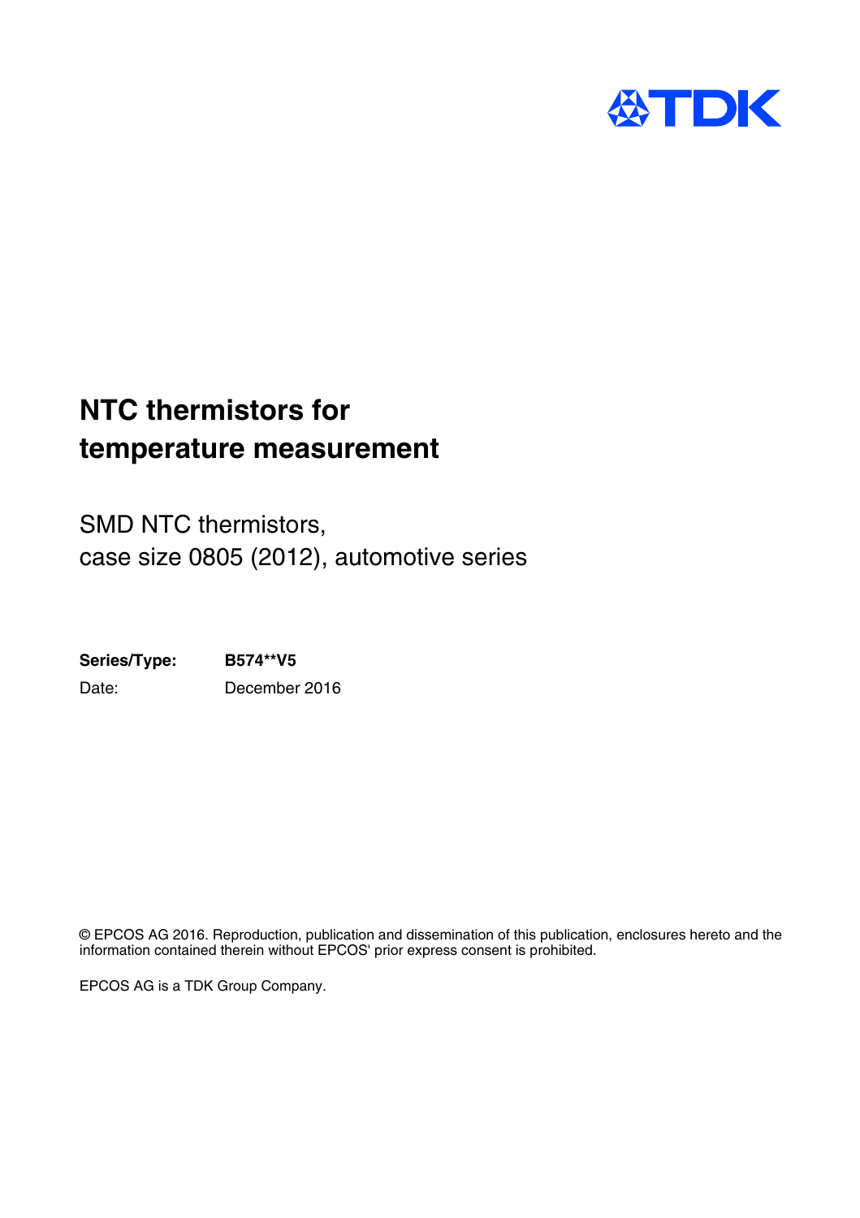# NTC thermistors for temperature measurement

## SMD NTC thermistors, case size 0805 (2012), automotive series

**Series/Type:** **B574**V5**

Date: December 2016

© EPCOS AG 2016. Reproduction, publication and dissemination of this publication, enclosures hereto and the information contained therein without EPCOS' prior express consent is prohibited.

EPCOS AG is a TDK Group Company.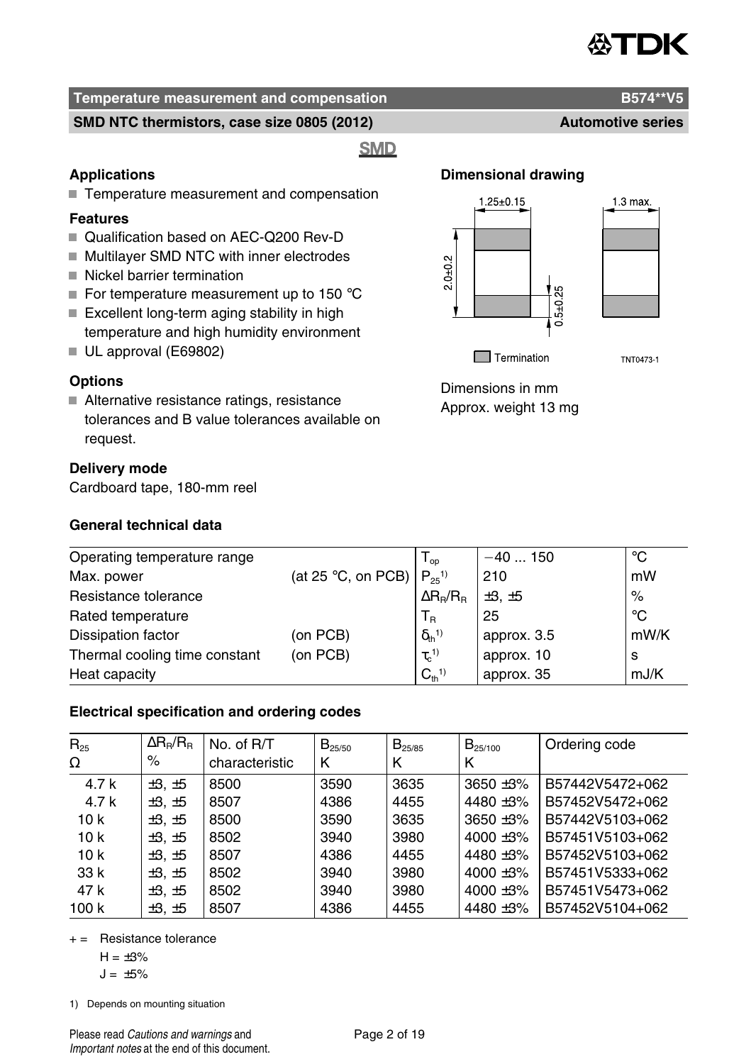## Temperature measurement and compensation — B574**V5

### SMD NTC thermistors, case size 0805 (2012) — Automotive series

**SMD**

### Applications

- Temperature measurement and compensation

### Features

- Qualification based on AEC-Q200 Rev-D
- Multilayer SMD NTC with inner electrodes
- Nickel barrier termination
- For temperature measurement up to 150 °C
- Excellent long-term aging stability in high temperature and high humidity environment
- UL approval (E69802)

### Options

- Alternative resistance ratings, resistance tolerances and B value tolerances available on request.

### Delivery mode

Cardboard tape, 180-mm reel

### Dimensional drawing

1.25±0.15 | 1.3 max. | 2.0±0.2 | 0.5±0.25

Termination

TNT0473-1

Dimensions in mm
Approx. weight 13 mg

### General technical data

| | | | | |
|---|---|---|---|---|
| Operating temperature range | | $T_{op}$ | −40 ... 150 | °C |
| Max. power | (at 25 °C, on PCB) | $P_{25}$ 1) | 210 | mW |
| Resistance tolerance | | $\Delta R_R/R_R$ | ±3, ±5 | % |
| Rated temperature | | $T_R$ | 25 | °C |
| Dissipation factor | (on PCB) | $\delta_{th}$ 1) | approx. 3.5 | mW/K |
| Thermal cooling time constant | (on PCB) | $\tau_c$ 1) | approx. 10 | s |
| Heat capacity | | $C_{th}$ 1) | approx. 35 | mJ/K |

### Electrical specification and ordering codes

| $R_{25}$ Ω | $\Delta R_R/R_R$ % | No. of R/T characteristic | $B_{25/50}$ K | $B_{25/85}$ K | $B_{25/100}$ K | Ordering code |
|---|---|---|---|---|---|---|
| 4.7 k | ±3, ±5 | 8500 | 3590 | 3635 | 3650 ±3% | B57442V5472+062 |
| 4.7 k | ±3, ±5 | 8507 | 4386 | 4455 | 4480 ±3% | B57452V5472+062 |
| 10 k | ±3, ±5 | 8500 | 3590 | 3635 | 3650 ±3% | B57442V5103+062 |
| 10 k | ±3, ±5 | 8502 | 3940 | 3980 | 4000 ±3% | B57451V5103+062 |
| 10 k | ±3, ±5 | 8507 | 4386 | 4455 | 4480 ±3% | B57452V5103+062 |
| 33 k | ±3, ±5 | 8502 | 3940 | 3980 | 4000 ±3% | B57451V5333+062 |
| 47 k | ±3, ±5 | 8502 | 3940 | 3980 | 4000 ±3% | B57451V5473+062 |
| 100 k | ±3, ±5 | 8507 | 4386 | 4455 | 4480 ±3% | B57452V5104+062 |

+ = Resistance tolerance
H = ±3%
J = ±5%

1) Depends on mounting situation

Please read *Cautions and warnings* and *Important notes* at the end of this document.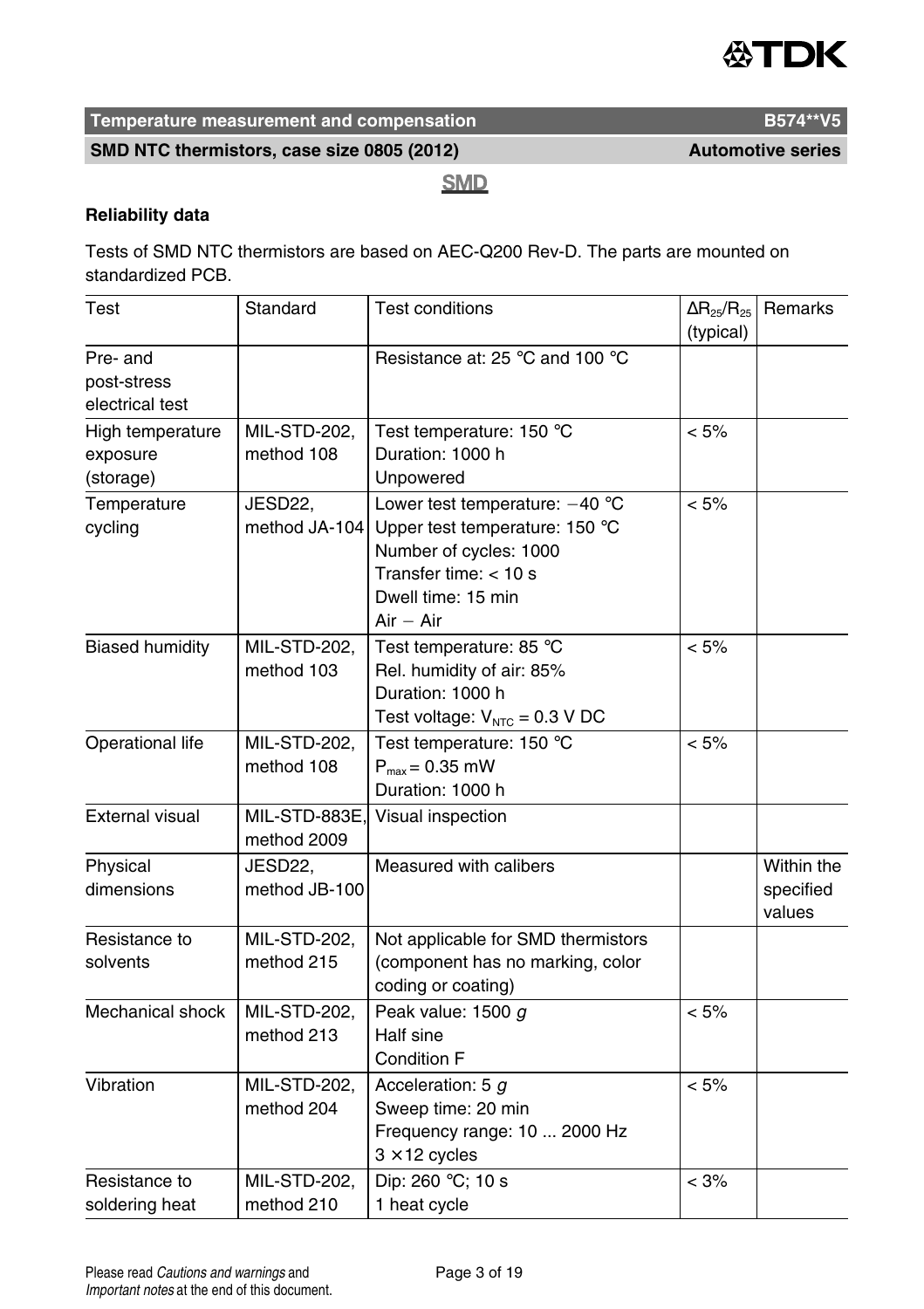## Reliability data

Tests of SMD NTC thermistors are based on AEC-Q200 Rev-D. The parts are mounted on standardized PCB.

| Test | Standard | Test conditions | $\Delta R_{25}/R_{25}$ (typical) | Remarks |
|---|---|---|---|---|
| Pre- and post-stress electrical test | | Resistance at: 25 °C and 100 °C | | |
| High temperature exposure (storage) | MIL-STD-202, method 108 | Test temperature: 150 °C<br>Duration: 1000 h<br>Unpowered | < 5% | |
| Temperature cycling | JESD22, method JA-104 | Lower test temperature: −40 °C<br>Upper test temperature: 150 °C<br>Number of cycles: 1000<br>Transfer time: < 10 s<br>Dwell time: 15 min<br>Air − Air | < 5% | |
| Biased humidity | MIL-STD-202, method 103 | Test temperature: 85 °C<br>Rel. humidity of air: 85%<br>Duration: 1000 h<br>Test voltage: $V_{NTC}$ = 0.3 V DC | < 5% | |
| Operational life | MIL-STD-202, method 108 | Test temperature: 150 °C<br>$P_{max}$ = 0.35 mW<br>Duration: 1000 h | < 5% | |
| External visual | MIL-STD-883E, method 2009 | Visual inspection | | |
| Physical dimensions | JESD22, method JB-100 | Measured with calibers | | Within the specified values |
| Resistance to solvents | MIL-STD-202, method 215 | Not applicable for SMD thermistors (component has no marking, color coding or coating) | | |
| Mechanical shock | MIL-STD-202, method 213 | Peak value: 1500 *g*<br>Half sine<br>Condition F | < 5% | |
| Vibration | MIL-STD-202, method 204 | Acceleration: 5 *g*<br>Sweep time: 20 min<br>Frequency range: 10 ... 2000 Hz<br>3 × 12 cycles | < 5% | |
| Resistance to soldering heat | MIL-STD-202, method 210 | Dip: 260 °C; 10 s<br>1 heat cycle | < 3% | |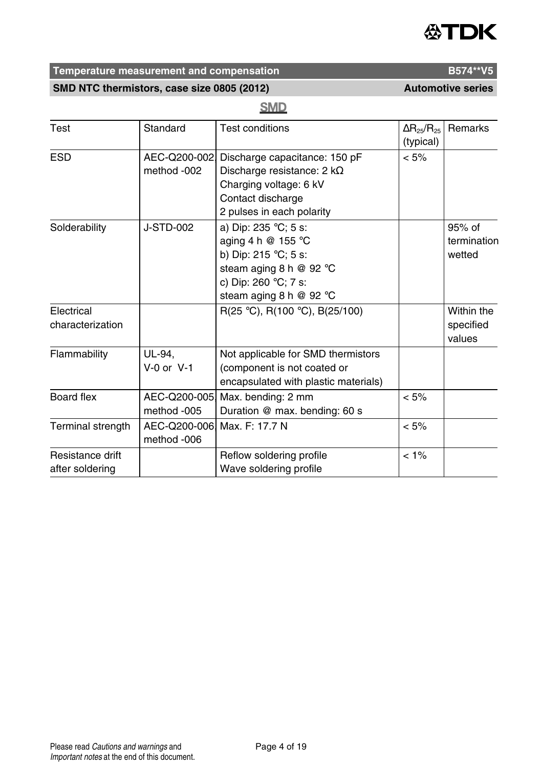| Test | Standard | Test conditions | $\Delta R_{25}/R_{25}$ (typical) | Remarks |
|---|---|---|---|---|
| ESD | AEC-Q200-002, method -002 | Discharge capacitance: 150 pF<br>Discharge resistance: 2 kΩ<br>Charging voltage: 6 kV<br>Contact discharge<br>2 pulses in each polarity | < 5% | |
| Solderability | J-STD-002 | a) Dip: 235 °C; 5 s:<br>aging 4 h @ 155 °C<br>b) Dip: 215 °C; 5 s:<br>steam aging 8 h @ 92 °C<br>c) Dip: 260 °C; 7 s:<br>steam aging 8 h @ 92 °C | | 95% of termination wetted |
| Electrical characterization | | R(25 °C), R(100 °C), B(25/100) | | Within the specified values |
| Flammability | UL-94,<br>V-0 or V-1 | Not applicable for SMD thermistors (component is not coated or encapsulated with plastic materials) | | |
| Board flex | AEC-Q200-005, method -005 | Max. bending: 2 mm<br>Duration @ max. bending: 60 s | < 5% | |
| Terminal strength | AEC-Q200-006, method -006 | Max. F: 17.7 N | < 5% | |
| Resistance drift after soldering | | Reflow soldering profile<br>Wave soldering profile | < 1% | |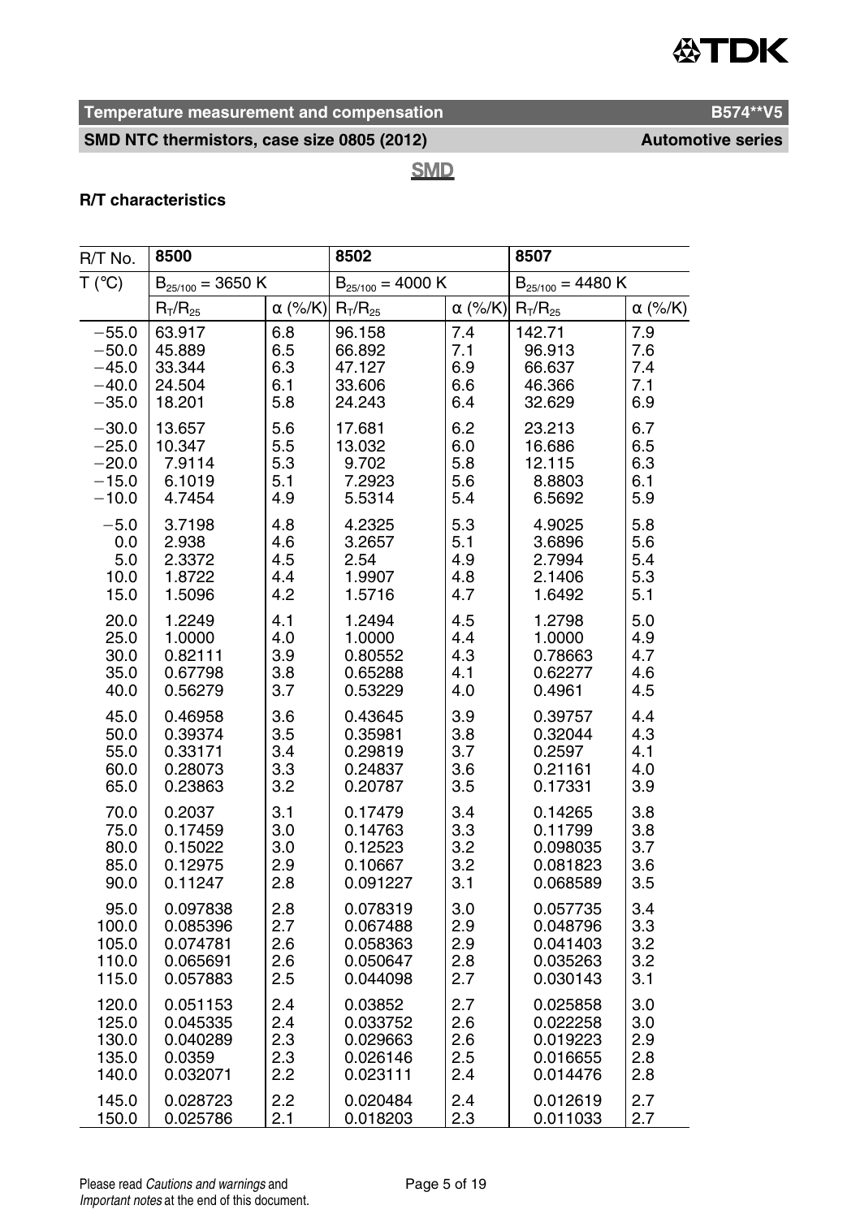**SMD**

**R/T characteristics**

| R/T No. | 8500 | | 8502 | | 8507 | |
|---|---|---|---|---|---|---|
| T (°C) | $B_{25/100}$ = 3650 K | | $B_{25/100}$ = 4000 K | | $B_{25/100}$ = 4480 K | |
| | $R_T/R_{25}$ | α (%/K) | $R_T/R_{25}$ | α (%/K) | $R_T/R_{25}$ | α (%/K) |
| −55.0 | 63.917 | 6.8 | 96.158 | 7.4 | 142.71 | 7.9 |
| −50.0 | 45.889 | 6.5 | 66.892 | 7.1 | 96.913 | 7.6 |
| −45.0 | 33.344 | 6.3 | 47.127 | 6.9 | 66.637 | 7.4 |
| −40.0 | 24.504 | 6.1 | 33.606 | 6.6 | 46.366 | 7.1 |
| −35.0 | 18.201 | 5.8 | 24.243 | 6.4 | 32.629 | 6.9 |
| −30.0 | 13.657 | 5.6 | 17.681 | 6.2 | 23.213 | 6.7 |
| −25.0 | 10.347 | 5.5 | 13.032 | 6.0 | 16.686 | 6.5 |
| −20.0 | 7.9114 | 5.3 | 9.702 | 5.8 | 12.115 | 6.3 |
| −15.0 | 6.1019 | 5.1 | 7.2923 | 5.6 | 8.8803 | 6.1 |
| −10.0 | 4.7454 | 4.9 | 5.5314 | 5.4 | 6.5692 | 5.9 |
| −5.0 | 3.7198 | 4.8 | 4.2325 | 5.3 | 4.9025 | 5.8 |
| 0.0 | 2.938 | 4.6 | 3.2657 | 5.1 | 3.6896 | 5.6 |
| 5.0 | 2.3372 | 4.5 | 2.54 | 4.9 | 2.7994 | 5.4 |
| 10.0 | 1.8722 | 4.4 | 1.9907 | 4.8 | 2.1406 | 5.3 |
| 15.0 | 1.5096 | 4.2 | 1.5716 | 4.7 | 1.6492 | 5.1 |
| 20.0 | 1.2249 | 4.1 | 1.2494 | 4.5 | 1.2798 | 5.0 |
| 25.0 | 1.0000 | 4.0 | 1.0000 | 4.4 | 1.0000 | 4.9 |
| 30.0 | 0.82111 | 3.9 | 0.80552 | 4.3 | 0.78663 | 4.7 |
| 35.0 | 0.67798 | 3.8 | 0.65288 | 4.1 | 0.62277 | 4.6 |
| 40.0 | 0.56279 | 3.7 | 0.53229 | 4.0 | 0.4961 | 4.5 |
| 45.0 | 0.46958 | 3.6 | 0.43645 | 3.9 | 0.39757 | 4.4 |
| 50.0 | 0.39374 | 3.5 | 0.35981 | 3.8 | 0.32044 | 4.3 |
| 55.0 | 0.33171 | 3.4 | 0.29819 | 3.7 | 0.2597 | 4.1 |
| 60.0 | 0.28073 | 3.3 | 0.24837 | 3.6 | 0.21161 | 4.0 |
| 65.0 | 0.23863 | 3.2 | 0.20787 | 3.5 | 0.17331 | 3.9 |
| 70.0 | 0.2037 | 3.1 | 0.17479 | 3.4 | 0.14265 | 3.8 |
| 75.0 | 0.17459 | 3.0 | 0.14763 | 3.3 | 0.11799 | 3.8 |
| 80.0 | 0.15022 | 3.0 | 0.12523 | 3.2 | 0.098035 | 3.7 |
| 85.0 | 0.12975 | 2.9 | 0.10667 | 3.2 | 0.081823 | 3.6 |
| 90.0 | 0.11247 | 2.8 | 0.091227 | 3.1 | 0.068589 | 3.5 |
| 95.0 | 0.097838 | 2.8 | 0.078319 | 3.0 | 0.057735 | 3.4 |
| 100.0 | 0.085396 | 2.7 | 0.067488 | 2.9 | 0.048796 | 3.3 |
| 105.0 | 0.074781 | 2.6 | 0.058363 | 2.9 | 0.041403 | 3.2 |
| 110.0 | 0.065691 | 2.6 | 0.050647 | 2.8 | 0.035263 | 3.2 |
| 115.0 | 0.057883 | 2.5 | 0.044098 | 2.7 | 0.030143 | 3.1 |
| 120.0 | 0.051153 | 2.4 | 0.03852 | 2.7 | 0.025858 | 3.0 |
| 125.0 | 0.045335 | 2.4 | 0.033752 | 2.6 | 0.022258 | 3.0 |
| 130.0 | 0.040289 | 2.3 | 0.029663 | 2.6 | 0.019223 | 2.9 |
| 135.0 | 0.0359 | 2.3 | 0.026146 | 2.5 | 0.016655 | 2.8 |
| 140.0 | 0.032071 | 2.2 | 0.023111 | 2.4 | 0.014476 | 2.8 |
| 145.0 | 0.028723 | 2.2 | 0.020484 | 2.4 | 0.012619 | 2.7 |
| 150.0 | 0.025786 | 2.1 | 0.018203 | 2.3 | 0.011033 | 2.7 |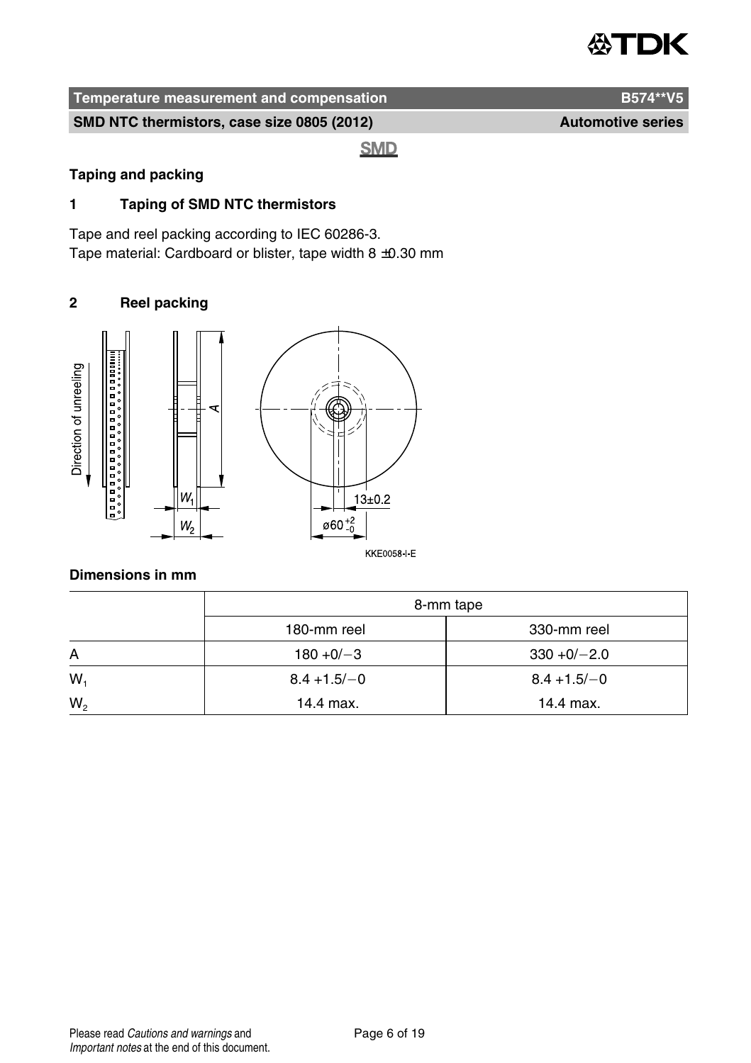**SMD**

## Taping and packing

### 1 Taping of SMD NTC thermistors

Tape and reel packing according to IEC 60286-3.
Tape material: Cardboard or blister, tape width 8 ±0.30 mm

### 2 Reel packing

**Dimensions in mm**

| | 8-mm tape | |
|---|---|---|
| | 180-mm reel | 330-mm reel |
| A | 180 +0/−3 | 330 +0/−2.0 |
| $W_1$ | 8.4 +1.5/−0 | 8.4 +1.5/−0 |
| $W_2$ | 14.4 max. | 14.4 max. |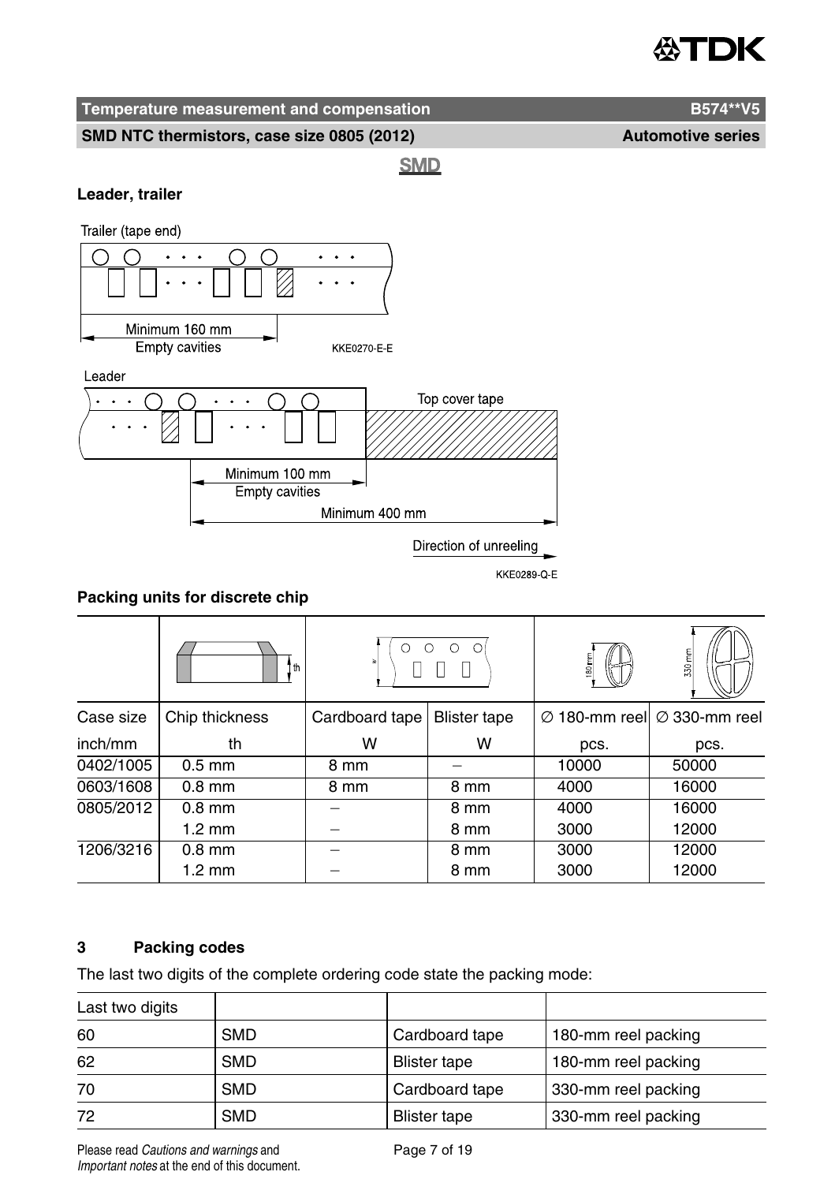## Leader, trailer

Trailer (tape end)

Minimum 160 mm
Empty cavities

KKE0270-E-E

Leader

Top cover tape

Minimum 100 mm
Empty cavities

Minimum 400 mm

Direction of unreeling

KKE0289-Q-E

## Packing units for discrete chip

| Case size inch/mm | Chip thickness th | Cardboard tape W | Blister tape W | ∅ 180-mm reel pcs. | ∅ 330-mm reel pcs. |
|---|---|---|---|---|---|
| 0402/1005 | 0.5 mm | 8 mm | – | 10000 | 50000 |
| 0603/1608 | 0.8 mm | 8 mm | 8 mm | 4000 | 16000 |
| 0805/2012 | 0.8 mm | – | 8 mm | 4000 | 16000 |
| | 1.2 mm | – | 8 mm | 3000 | 12000 |
| 1206/3216 | 0.8 mm | – | 8 mm | 3000 | 12000 |
| | 1.2 mm | – | 8 mm | 3000 | 12000 |

## 3 Packing codes

The last two digits of the complete ordering code state the packing mode:

| Last two digits | | | |
|---|---|---|---|
| 60 | SMD | Cardboard tape | 180-mm reel packing |
| 62 | SMD | Blister tape | 180-mm reel packing |
| 70 | SMD | Cardboard tape | 330-mm reel packing |
| 72 | SMD | Blister tape | 330-mm reel packing |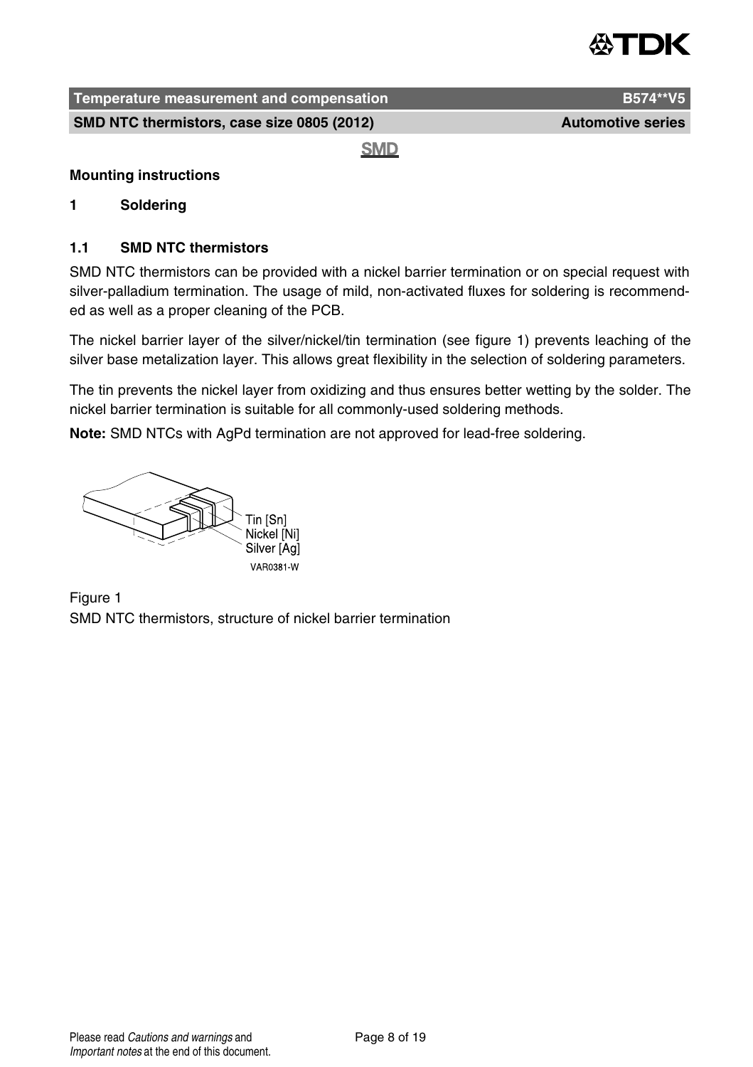SMD

## Mounting instructions

### 1 Soldering

### 1.1 SMD NTC thermistors

SMD NTC thermistors can be provided with a nickel barrier termination or on special request with silver-palladium termination. The usage of mild, non-activated fluxes for soldering is recommended as well as a proper cleaning of the PCB.

The nickel barrier layer of the silver/nickel/tin termination (see figure 1) prevents leaching of the silver base metalization layer. This allows great flexibility in the selection of soldering parameters.

The tin prevents the nickel layer from oxidizing and thus ensures better wetting by the solder. The nickel barrier termination is suitable for all commonly-used soldering methods.

**Note:** SMD NTCs with AgPd termination are not approved for lead-free soldering.

Tin [Sn]
Nickel [Ni]
Silver [Ag]
VAR0381-W

Figure 1
SMD NTC thermistors, structure of nickel barrier termination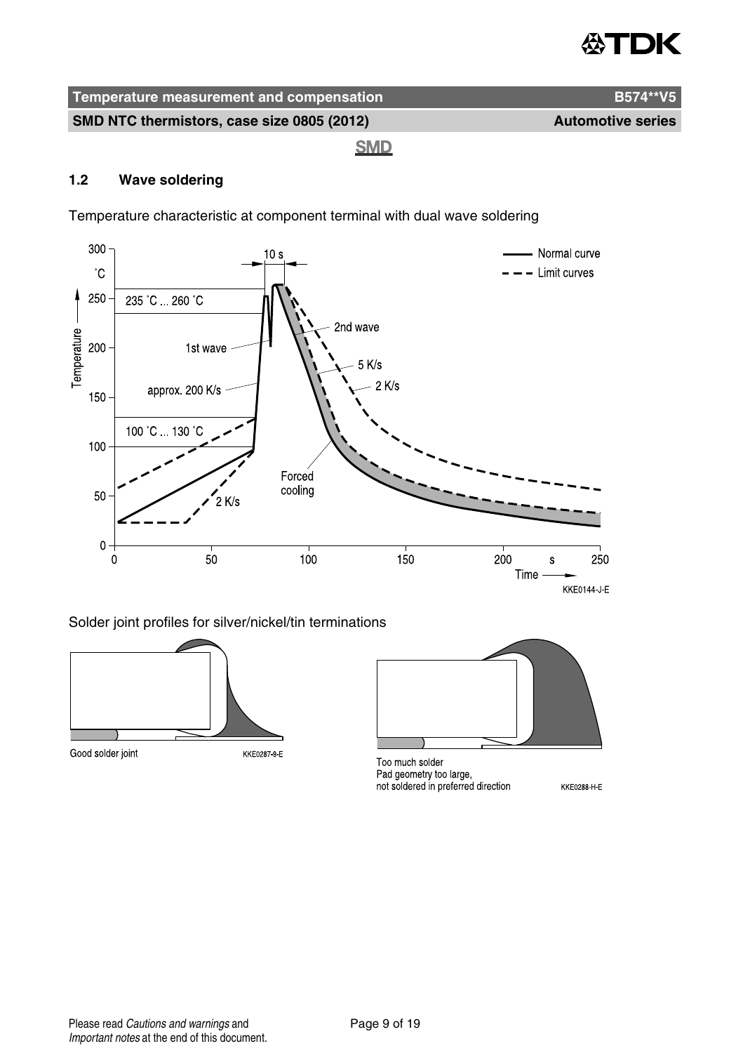## 1.2 Wave soldering

Temperature characteristic at component terminal with dual wave soldering

Solder joint profiles for silver/nickel/tin terminations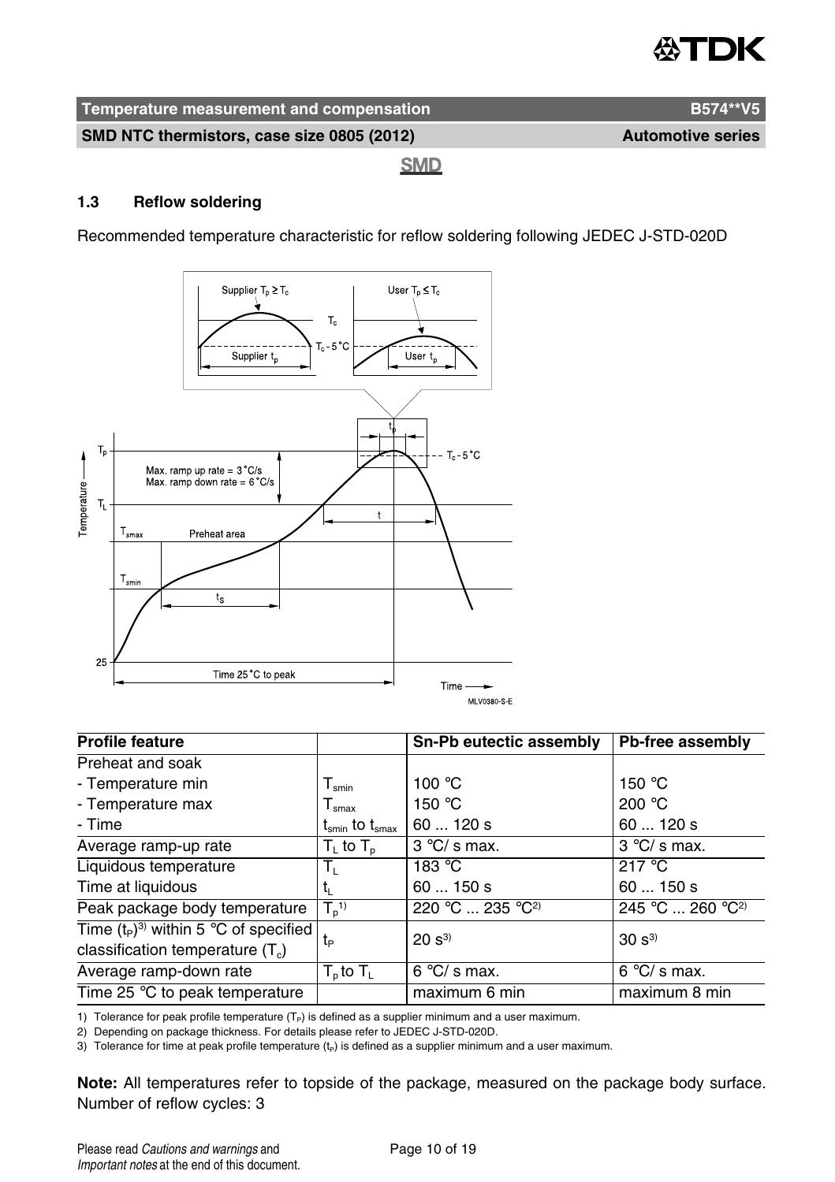## 1.3 Reflow soldering

Recommended temperature characteristic for reflow soldering following JEDEC J-STD-020D

| Profile feature | | Sn-Pb eutectic assembly | Pb-free assembly |
|---|---|---|---|
| Preheat and soak | | | |
| - Temperature min | $T_{smin}$ | 100 °C | 150 °C |
| - Temperature max | $T_{smax}$ | 150 °C | 200 °C |
| - Time | $t_{smin}$ to $t_{smax}$ | 60 ... 120 s | 60 ... 120 s |
| Average ramp-up rate | $T_L$ to $T_p$ | 3 °C/ s max. | 3 °C/ s max. |
| Liquidous temperature | $T_L$ | 183 °C | 217 °C |
| Time at liquidous | $t_L$ | 60 ... 150 s | 60 ... 150 s |
| Peak package body temperature | $T_p$[1] | 220 °C ... 235 °C[2] | 245 °C ... 260 °C[2] |
| Time ($t_P$)[3] within 5 °C of specified classification temperature ($T_c$) | $t_P$ | 20 s[3] | 30 s[3] |
| Average ramp-down rate | $T_p$ to $T_L$ | 6 °C/ s max. | 6 °C/ s max. |
| Time 25 °C to peak temperature | | maximum 6 min | maximum 8 min |

1) Tolerance for peak profile temperature ($T_P$) is defined as a supplier minimum and a user maximum.
2) Depending on package thickness. For details please refer to JEDEC J-STD-020D.
3) Tolerance for time at peak profile temperature ($t_P$) is defined as a supplier minimum and a user maximum.

**Note:** All temperatures refer to topside of the package, measured on the package body surface. Number of reflow cycles: 3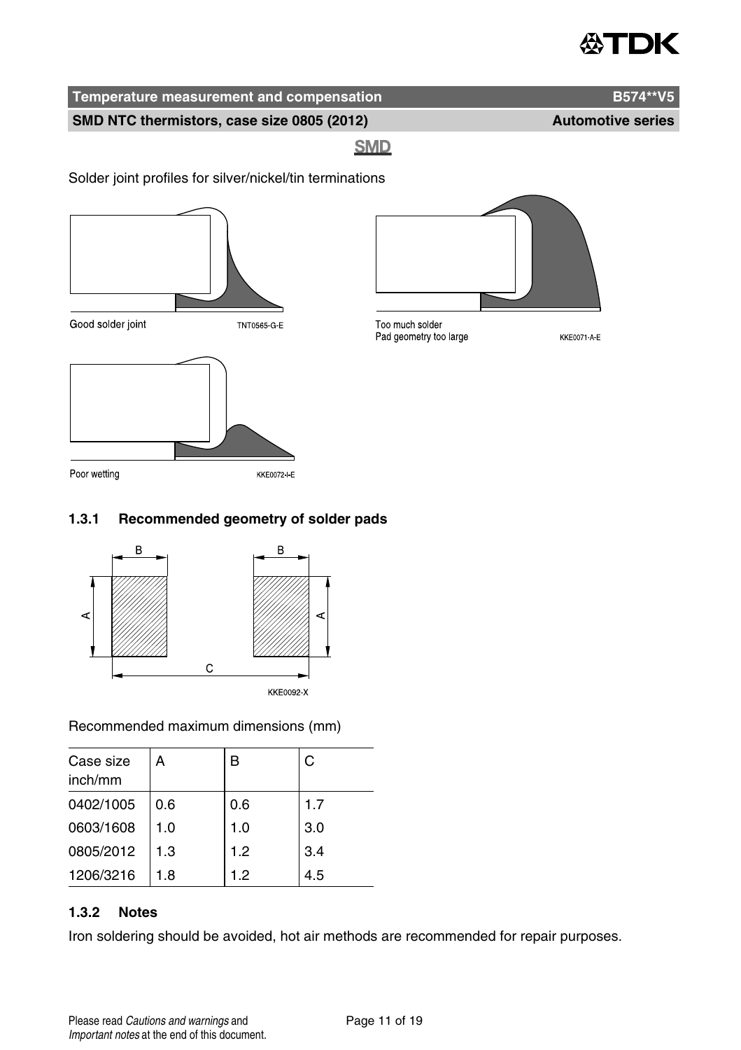Solder joint profiles for silver/nickel/tin terminations

Good solder joint TNT0565-G-E

Too much solder
Pad geometry too large KKE0071-A-E

Poor wetting KKE0072-I-E

### 1.3.1 Recommended geometry of solder pads

KKE0092-X

Recommended maximum dimensions (mm)

| Case size inch/mm | A | B | C |
|---|---|---|---|
| 0402/1005 | 0.6 | 0.6 | 1.7 |
| 0603/1608 | 1.0 | 1.0 | 3.0 |
| 0805/2012 | 1.3 | 1.2 | 3.4 |
| 1206/3216 | 1.8 | 1.2 | 4.5 |

### 1.3.2 Notes

Iron soldering should be avoided, hot air methods are recommended for repair purposes.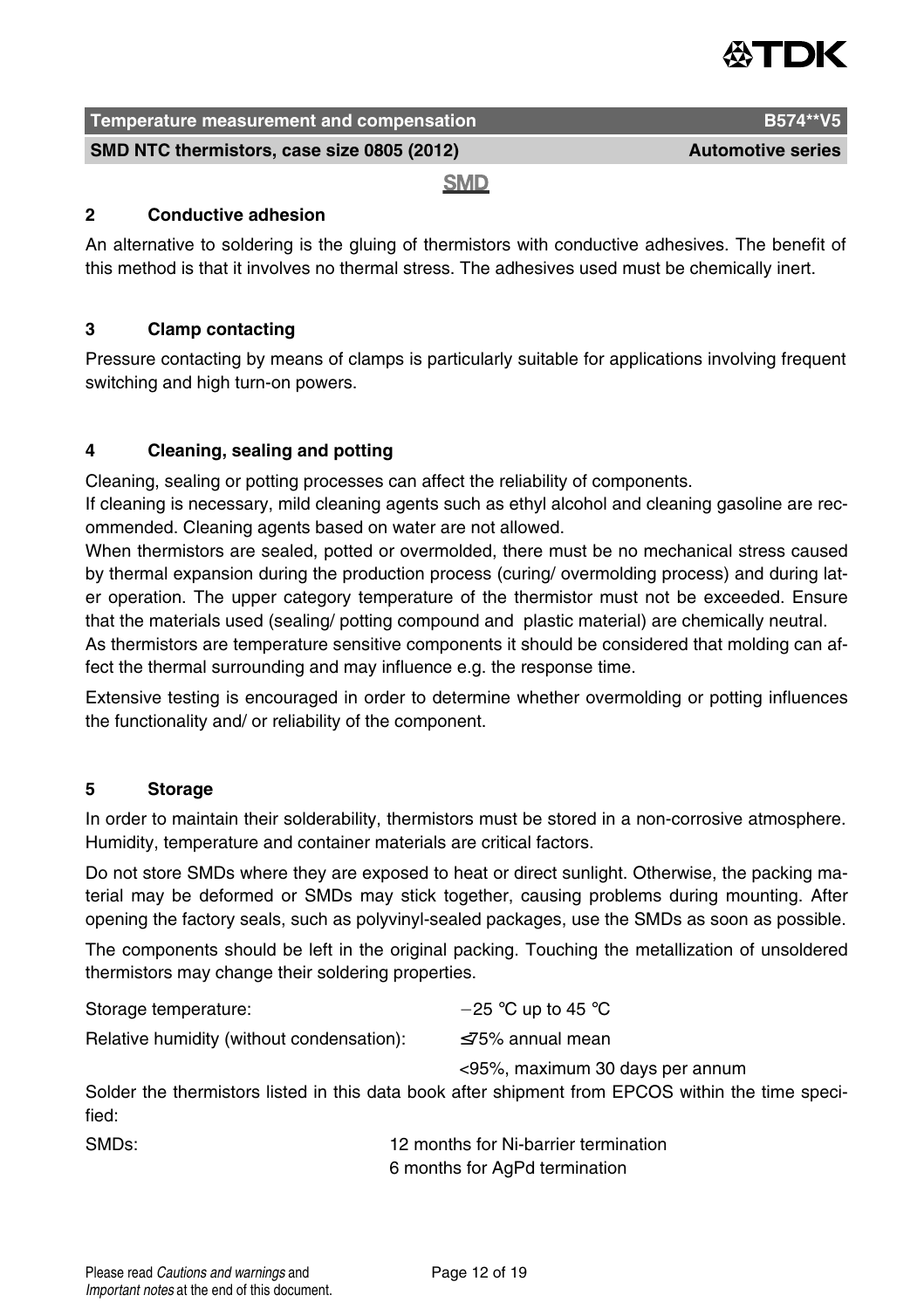## 2 Conductive adhesion

An alternative to soldering is the gluing of thermistors with conductive adhesives. The benefit of this method is that it involves no thermal stress. The adhesives used must be chemically inert.

## 3 Clamp contacting

Pressure contacting by means of clamps is particularly suitable for applications involving frequent switching and high turn-on powers.

## 4 Cleaning, sealing and potting

Cleaning, sealing or potting processes can affect the reliability of components.
If cleaning is necessary, mild cleaning agents such as ethyl alcohol and cleaning gasoline are recommended. Cleaning agents based on water are not allowed.
When thermistors are sealed, potted or overmolded, there must be no mechanical stress caused by thermal expansion during the production process (curing/ overmolding process) and during later operation. The upper category temperature of the thermistor must not be exceeded. Ensure that the materials used (sealing/ potting compound and plastic material) are chemically neutral.
As thermistors are temperature sensitive components it should be considered that molding can affect the thermal surrounding and may influence e.g. the response time.

Extensive testing is encouraged in order to determine whether overmolding or potting influences the functionality and/ or reliability of the component.

## 5 Storage

In order to maintain their solderability, thermistors must be stored in a non-corrosive atmosphere. Humidity, temperature and container materials are critical factors.

Do not store SMDs where they are exposed to heat or direct sunlight. Otherwise, the packing material may be deformed or SMDs may stick together, causing problems during mounting. After opening the factory seals, such as polyvinyl-sealed packages, use the SMDs as soon as possible.

The components should be left in the original packing. Touching the metallization of unsoldered thermistors may change their soldering properties.

| | |
|---|---|
| Storage temperature: | −25 °C up to 45 °C |
| Relative humidity (without condensation): | ≤75% annual mean |
| | <95%, maximum 30 days per annum |

Solder the thermistors listed in this data book after shipment from EPCOS within the time specified:

| | |
|---|---|
| SMDs: | 12 months for Ni-barrier termination |
| | 6 months for AgPd termination |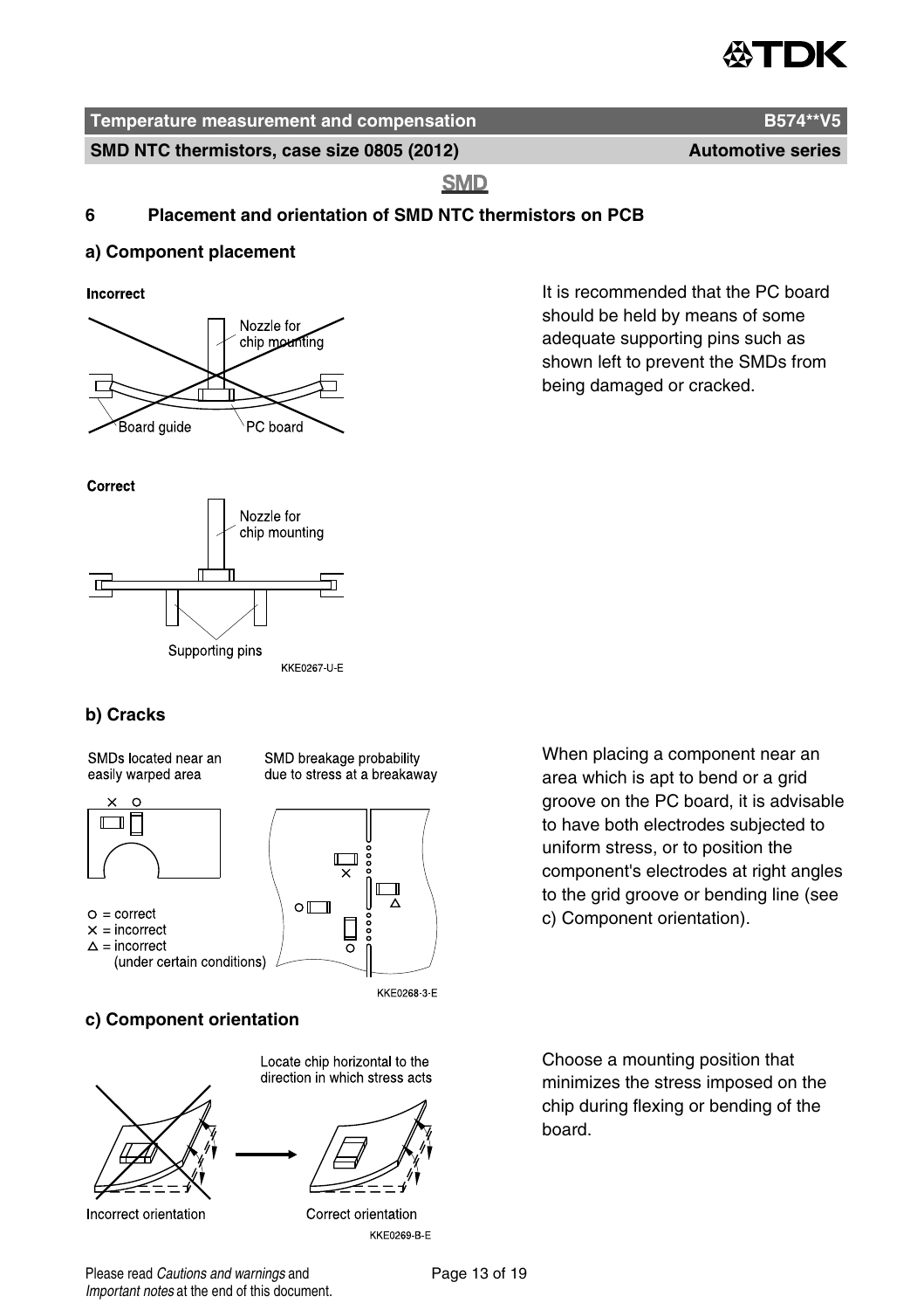## 6 Placement and orientation of SMD NTC thermistors on PCB

### a) Component placement

It is recommended that the PC board should be held by means of some adequate supporting pins such as shown left to prevent the SMDs from being damaged or cracked.

### b) Cracks

When placing a component near an area which is apt to bend or a grid groove on the PC board, it is advisable to have both electrodes subjected to uniform stress, or to position the component's electrodes at right angles to the grid groove or bending line (see c) Component orientation).

### c) Component orientation

Choose a mounting position that minimizes the stress imposed on the chip during flexing or bending of the board.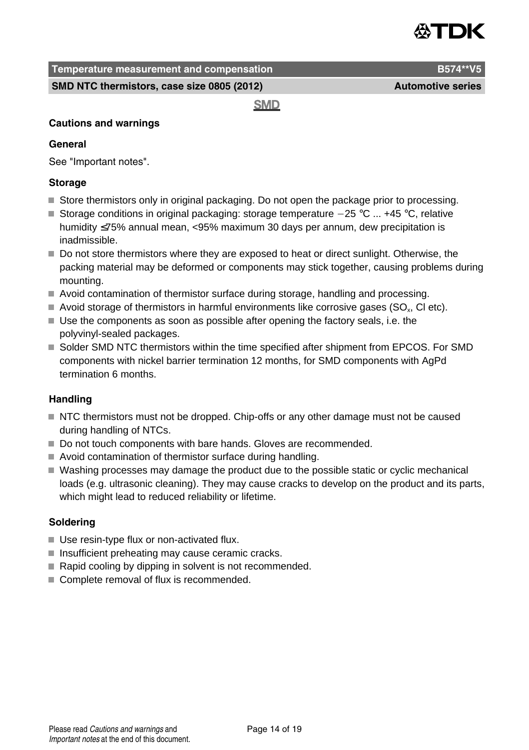## Cautions and warnings

### General

See "Important notes".

### Storage

- Store thermistors only in original packaging. Do not open the package prior to processing.
- Storage conditions in original packaging: storage temperature −25 °C ... +45 °C, relative humidity ≤75% annual mean, <95% maximum 30 days per annum, dew precipitation is inadmissible.
- Do not store thermistors where they are exposed to heat or direct sunlight. Otherwise, the packing material may be deformed or components may stick together, causing problems during mounting.
- Avoid contamination of thermistor surface during storage, handling and processing.
- Avoid storage of thermistors in harmful environments like corrosive gases ($SO_x$, Cl etc).
- Use the components as soon as possible after opening the factory seals, i.e. the polyvinyl-sealed packages.
- Solder SMD NTC thermistors within the time specified after shipment from EPCOS. For SMD components with nickel barrier termination 12 months, for SMD components with AgPd termination 6 months.

### Handling

- NTC thermistors must not be dropped. Chip-offs or any other damage must not be caused during handling of NTCs.
- Do not touch components with bare hands. Gloves are recommended.
- Avoid contamination of thermistor surface during handling.
- Washing processes may damage the product due to the possible static or cyclic mechanical loads (e.g. ultrasonic cleaning). They may cause cracks to develop on the product and its parts, which might lead to reduced reliability or lifetime.

### Soldering

- Use resin-type flux or non-activated flux.
- Insufficient preheating may cause ceramic cracks.
- Rapid cooling by dipping in solvent is not recommended.
- Complete removal of flux is recommended.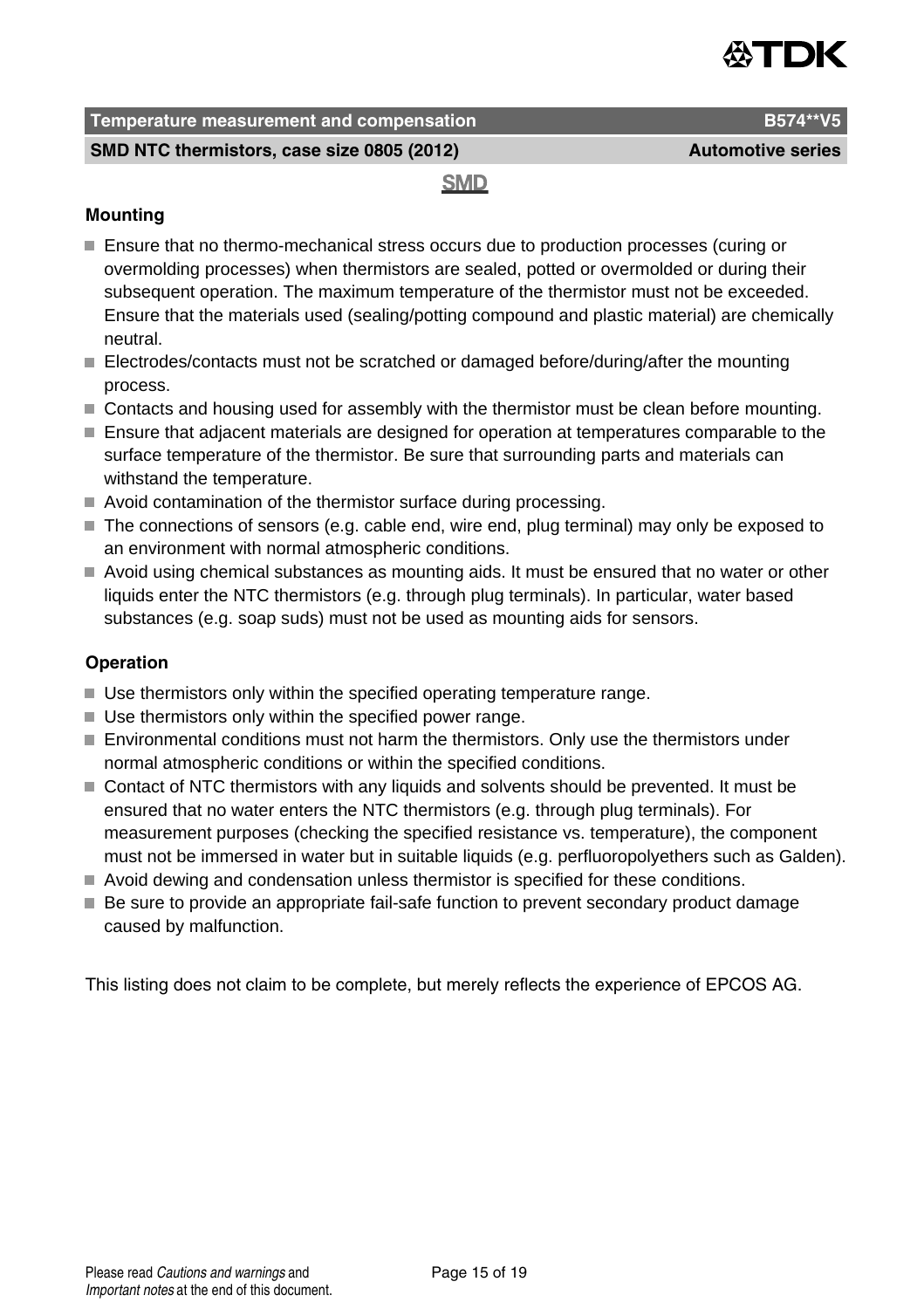### Mounting

- Ensure that no thermo-mechanical stress occurs due to production processes (curing or overmolding processes) when thermistors are sealed, potted or overmolded or during their subsequent operation. The maximum temperature of the thermistor must not be exceeded. Ensure that the materials used (sealing/potting compound and plastic material) are chemically neutral.
- Electrodes/contacts must not be scratched or damaged before/during/after the mounting process.
- Contacts and housing used for assembly with the thermistor must be clean before mounting.
- Ensure that adjacent materials are designed for operation at temperatures comparable to the surface temperature of the thermistor. Be sure that surrounding parts and materials can withstand the temperature.
- Avoid contamination of the thermistor surface during processing.
- The connections of sensors (e.g. cable end, wire end, plug terminal) may only be exposed to an environment with normal atmospheric conditions.
- Avoid using chemical substances as mounting aids. It must be ensured that no water or other liquids enter the NTC thermistors (e.g. through plug terminals). In particular, water based substances (e.g. soap suds) must not be used as mounting aids for sensors.

### Operation

- Use thermistors only within the specified operating temperature range.
- Use thermistors only within the specified power range.
- Environmental conditions must not harm the thermistors. Only use the thermistors under normal atmospheric conditions or within the specified conditions.
- Contact of NTC thermistors with any liquids and solvents should be prevented. It must be ensured that no water enters the NTC thermistors (e.g. through plug terminals). For measurement purposes (checking the specified resistance vs. temperature), the component must not be immersed in water but in suitable liquids (e.g. perfluoropolyethers such as Galden).
- Avoid dewing and condensation unless thermistor is specified for these conditions.
- Be sure to provide an appropriate fail-safe function to prevent secondary product damage caused by malfunction.

This listing does not claim to be complete, but merely reflects the experience of EPCOS AG.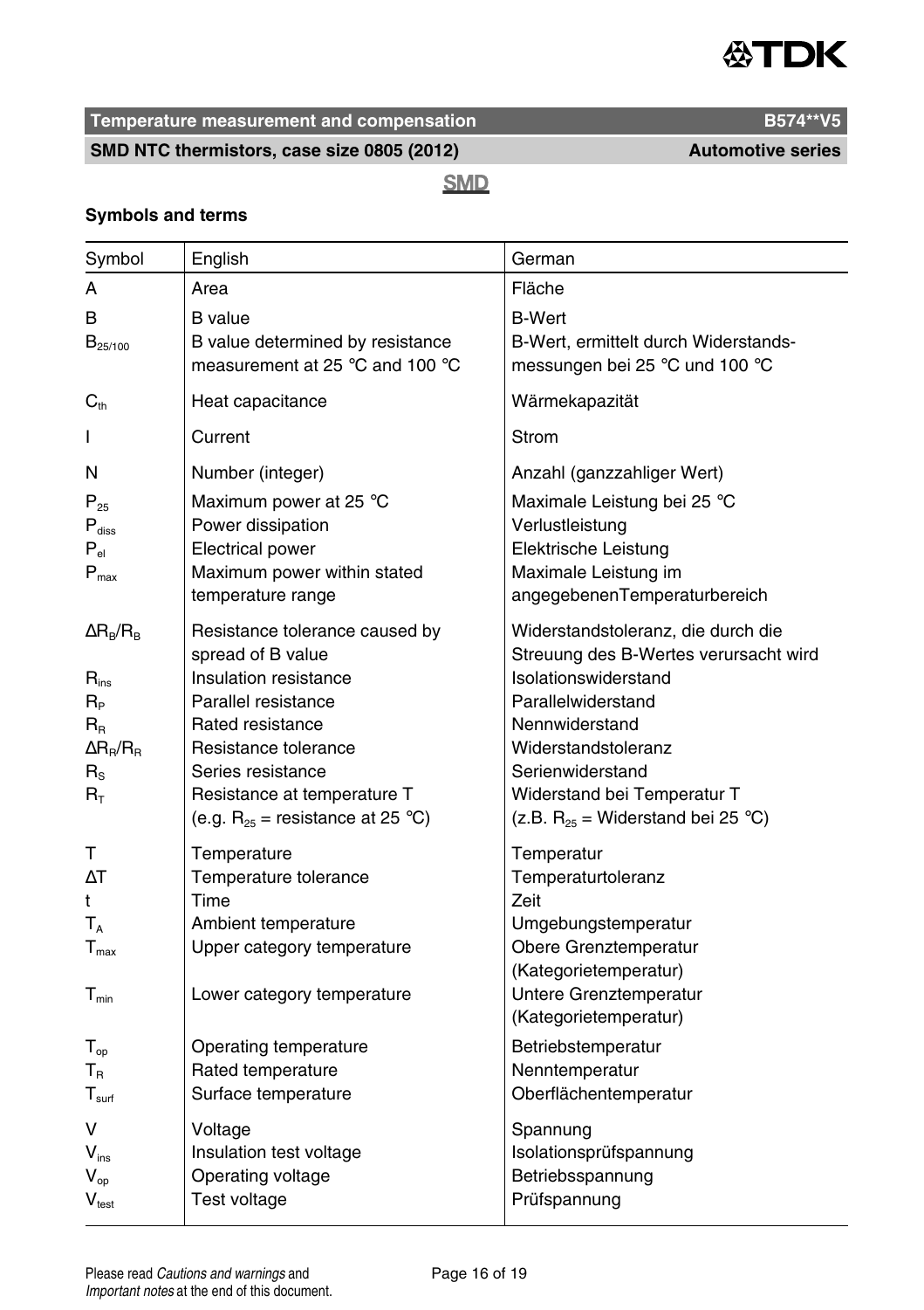## Symbols and terms

| Symbol | English | German |
|---|---|---|
| A | Area | Fläche |
| B | B value | B-Wert |
| $B_{25/100}$ | B value determined by resistance measurement at 25 °C and 100 °C | B-Wert, ermittelt durch Widerstands-messungen bei 25 °C und 100 °C |
| $C_{th}$ | Heat capacitance | Wärmekapazität |
| I | Current | Strom |
| N | Number (integer) | Anzahl (ganzzahliger Wert) |
| $P_{25}$ | Maximum power at 25 °C | Maximale Leistung bei 25 °C |
| $P_{diss}$ | Power dissipation | Verlustleistung |
| $P_{el}$ | Electrical power | Elektrische Leistung |
| $P_{max}$ | Maximum power within stated temperature range | Maximale Leistung im angegebenenTemperaturbereich |
| $\Delta R_B/R_B$ | Resistance tolerance caused by spread of B value | Widerstandstoleranz, die durch die Streuung des B-Wertes verursacht wird |
| $R_{ins}$ | Insulation resistance | Isolationswiderstand |
| $R_P$ | Parallel resistance | Parallelwiderstand |
| $R_R$ | Rated resistance | Nennwiderstand |
| $\Delta R_R/R_R$ | Resistance tolerance | Widerstandstoleranz |
| $R_S$ | Series resistance | Serienwiderstand |
| $R_T$ | Resistance at temperature T (e.g. $R_{25}$ = resistance at 25 °C) | Widerstand bei Temperatur T (z.B. $R_{25}$ = Widerstand bei 25 °C) |
| T | Temperature | Temperatur |
| $\Delta T$ | Temperature tolerance | Temperaturtoleranz |
| t | Time | Zeit |
| $T_A$ | Ambient temperature | Umgebungstemperatur |
| $T_{max}$ | Upper category temperature | Obere Grenztemperatur (Kategorietemperatur) |
| $T_{min}$ | Lower category temperature | Untere Grenztemperatur (Kategorietemperatur) |
| $T_{op}$ | Operating temperature | Betriebstemperatur |
| $T_R$ | Rated temperature | Nenntemperatur |
| $T_{surf}$ | Surface temperature | Oberflächentemperatur |
| V | Voltage | Spannung |
| $V_{ins}$ | Insulation test voltage | Isolationsprüfspannung |
| $V_{op}$ | Operating voltage | Betriebsspannung |
| $V_{test}$ | Test voltage | Prüfspannung |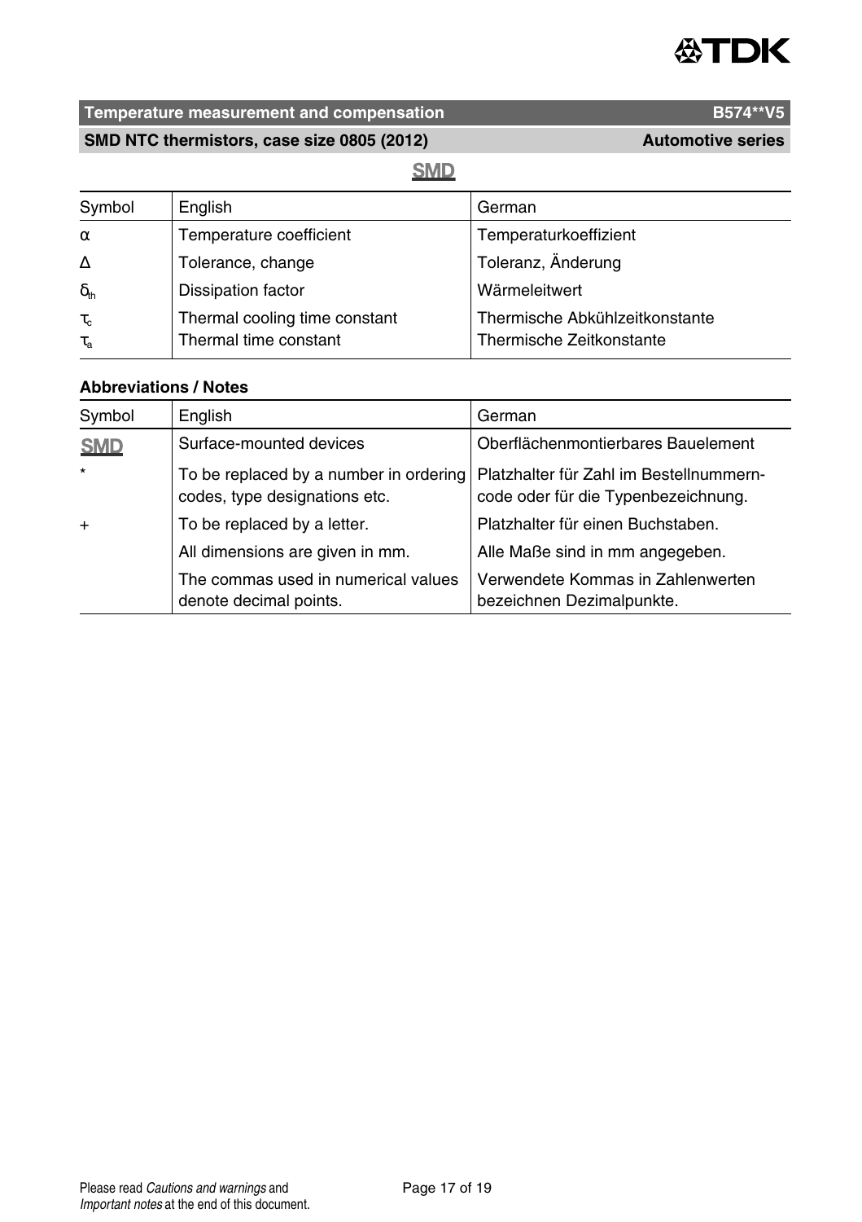| Symbol | English | German |
|---|---|---|
| $\alpha$ | Temperature coefficient | Temperaturkoeffizient |
| $\Delta$ | Tolerance, change | Toleranz, Änderung |
| $\delta_{th}$ | Dissipation factor | Wärmeleitwert |
| $\tau_c$<br>$\tau_a$ | Thermal cooling time constant<br>Thermal time constant | Thermische Abkühlzeitkonstante<br>Thermische Zeitkonstante |

**Abbreviations / Notes**

| Symbol | English | German |
|---|---|---|
| SMD | Surface-mounted devices | Oberflächenmontierbares Bauelement |
| * | To be replaced by a number in ordering codes, type designations etc. | Platzhalter für Zahl im Bestellnummern-code oder für die Typenbezeichnung. |
| + | To be replaced by a letter. | Platzhalter für einen Buchstaben. |
| | All dimensions are given in mm. | Alle Maße sind in mm angegeben. |
| | The commas used in numerical values denote decimal points. | Verwendete Kommas in Zahlenwerten bezeichnen Dezimalpunkte. |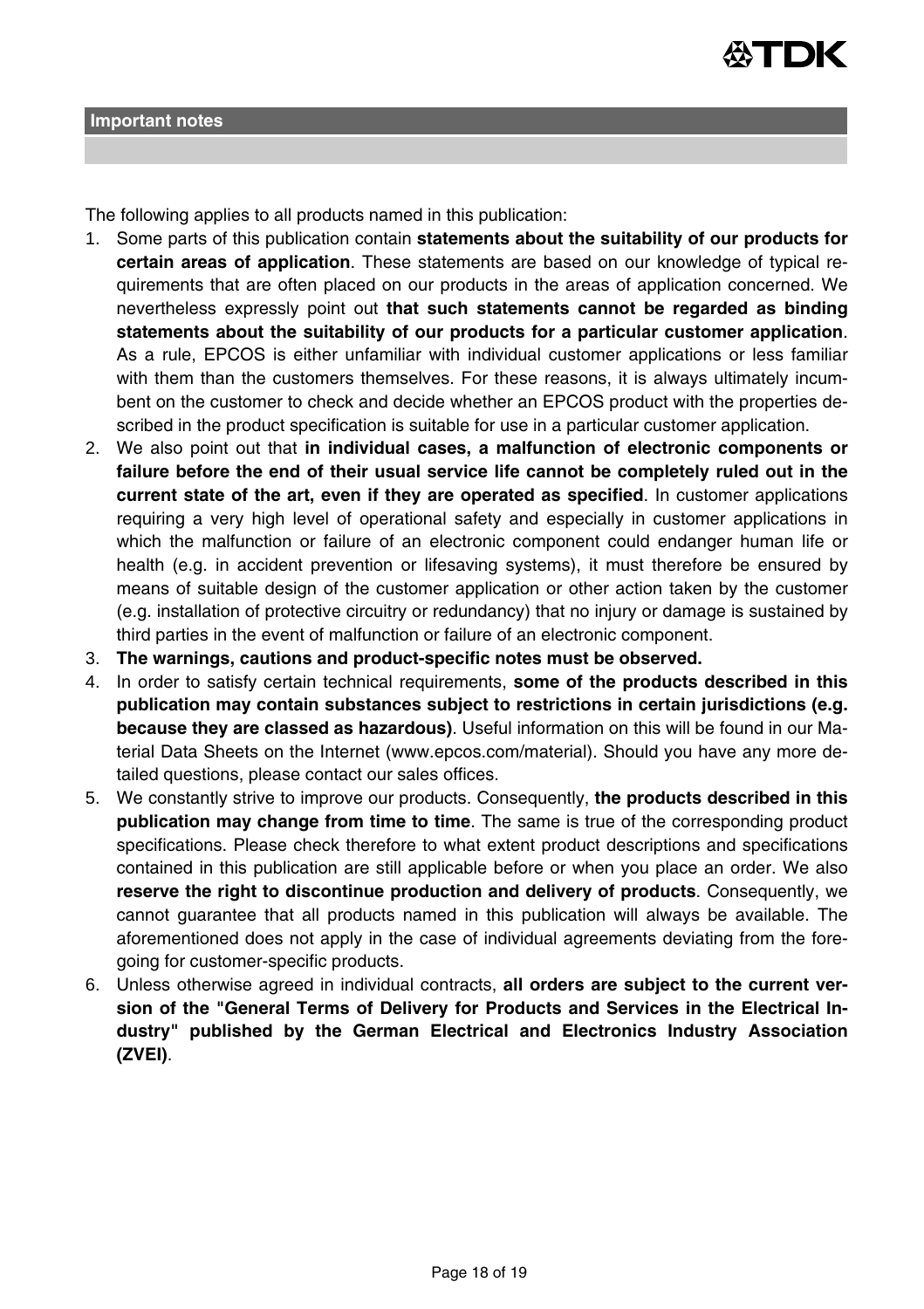## Important notes

The following applies to all products named in this publication:

1. Some parts of this publication contain **statements about the suitability of our products for certain areas of application**. These statements are based on our knowledge of typical requirements that are often placed on our products in the areas of application concerned. We nevertheless expressly point out **that such statements cannot be regarded as binding statements about the suitability of our products for a particular customer application**. As a rule, EPCOS is either unfamiliar with individual customer applications or less familiar with them than the customers themselves. For these reasons, it is always ultimately incumbent on the customer to check and decide whether an EPCOS product with the properties described in the product specification is suitable for use in a particular customer application.
2. We also point out that **in individual cases, a malfunction of electronic components or failure before the end of their usual service life cannot be completely ruled out in the current state of the art, even if they are operated as specified**. In customer applications requiring a very high level of operational safety and especially in customer applications in which the malfunction or failure of an electronic component could endanger human life or health (e.g. in accident prevention or lifesaving systems), it must therefore be ensured by means of suitable design of the customer application or other action taken by the customer (e.g. installation of protective circuitry or redundancy) that no injury or damage is sustained by third parties in the event of malfunction or failure of an electronic component.
3. **The warnings, cautions and product-specific notes must be observed.**
4. In order to satisfy certain technical requirements, **some of the products described in this publication may contain substances subject to restrictions in certain jurisdictions (e.g. because they are classed as hazardous)**. Useful information on this will be found in our Material Data Sheets on the Internet (www.epcos.com/material). Should you have any more detailed questions, please contact our sales offices.
5. We constantly strive to improve our products. Consequently, **the products described in this publication may change from time to time**. The same is true of the corresponding product specifications. Please check therefore to what extent product descriptions and specifications contained in this publication are still applicable before or when you place an order. We also **reserve the right to discontinue production and delivery of products**. Consequently, we cannot guarantee that all products named in this publication will always be available. The aforementioned does not apply in the case of individual agreements deviating from the foregoing for customer-specific products.
6. Unless otherwise agreed in individual contracts, **all orders are subject to the current version of the "General Terms of Delivery for Products and Services in the Electrical Industry" published by the German Electrical and Electronics Industry Association (ZVEI)**.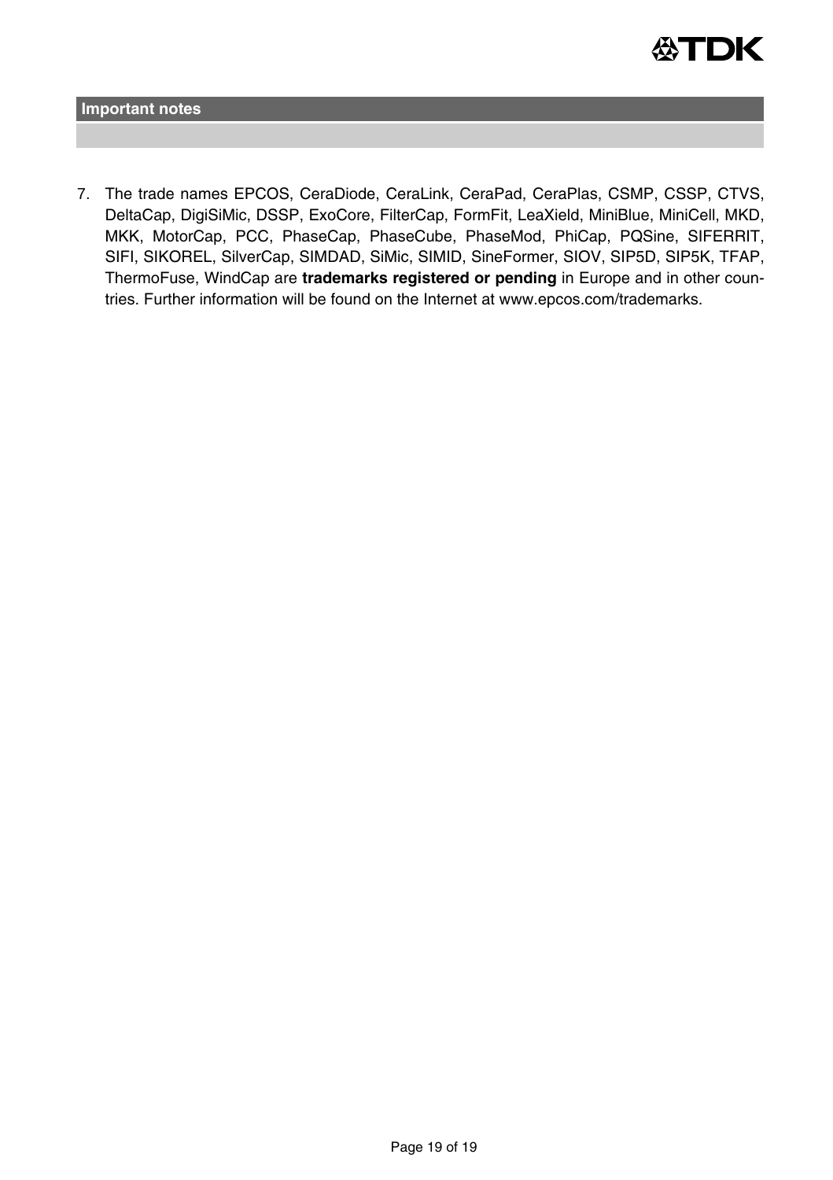## Important notes

7. The trade names EPCOS, CeraDiode, CeraLink, CeraPad, CeraPlas, CSMP, CSSP, CTVS, DeltaCap, DigiSiMic, DSSP, ExoCore, FilterCap, FormFit, LeaXield, MiniBlue, MiniCell, MKD, MKK, MotorCap, PCC, PhaseCap, PhaseCube, PhaseMod, PhiCap, PQSine, SIFERRIT, SIFI, SIKOREL, SilverCap, SIMDAD, SiMic, SIMID, SineFormer, SIOV, SIP5D, SIP5K, TFAP, ThermoFuse, WindCap are **trademarks registered or pending** in Europe and in other countries. Further information will be found on the Internet at www.epcos.com/trademarks.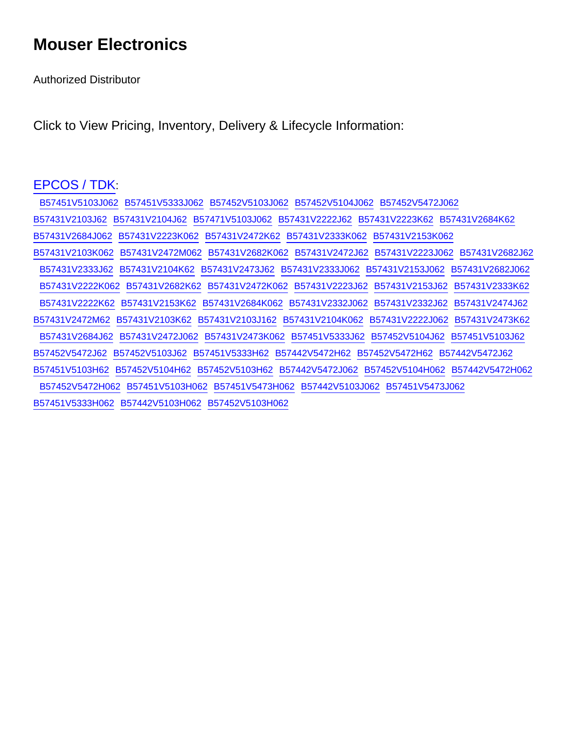# Mouser Electronics

Authorized Distributor

Click to View Pricing, Inventory, Delivery & Lifecycle Information:

EPCOS / TDK:

B57451V5103J062 B57451V5333J062 B57452V5103J062 B57452V5104J062 B57452V5472J062 B57431V2103J62 B57431V2104J62 B57471V5103J062 B57431V2222J62 B57431V2223K62 B57431V2684K62 B57431V2684J062 B57431V2223K062 B57431V2472K62 B57431V2333K062 B57431V2153K062 B57431V2103K062 B57431V2472M062 B57431V2682K062 B57431V2472J62 B57431V2223J062 B57431V2682J62 B57431V2333J62 B57431V2104K62 B57431V2473J62 B57431V2333J062 B57431V2153J062 B57431V2682J062 B57431V2222K062 B57431V2682K62 B57431V2472K062 B57431V2223J62 B57431V2153J62 B57431V2333K62 B57431V2222K62 B57431V2153K62 B57431V2684K062 B57431V2332J062 B57431V2332J62 B57431V2474J62 B57431V2472M62 B57431V2103K62 B57431V2103J162 B57431V2104K062 B57431V2222J062 B57431V2473K62 B57431V2684J62 B57431V2472J062 B57431V2473K062 B57451V5333J62 B57452V5104J62 B57451V5103J62 B57452V5472J62 B57452V5103J62 B57451V5333H62 B57442V5472H62 B57452V5472H62 B57442V5472J62 B57451V5103H62 B57452V5104H62 B57452V5103H62 B57442V5472J062 B57452V5104H062 B57442V5472H062 B57452V5472H062 B57451V5103H062 B57451V5473H062 B57442V5103J062 B57451V5473J062 B57451V5333H062 B57442V5103H062 B57452V5103H062